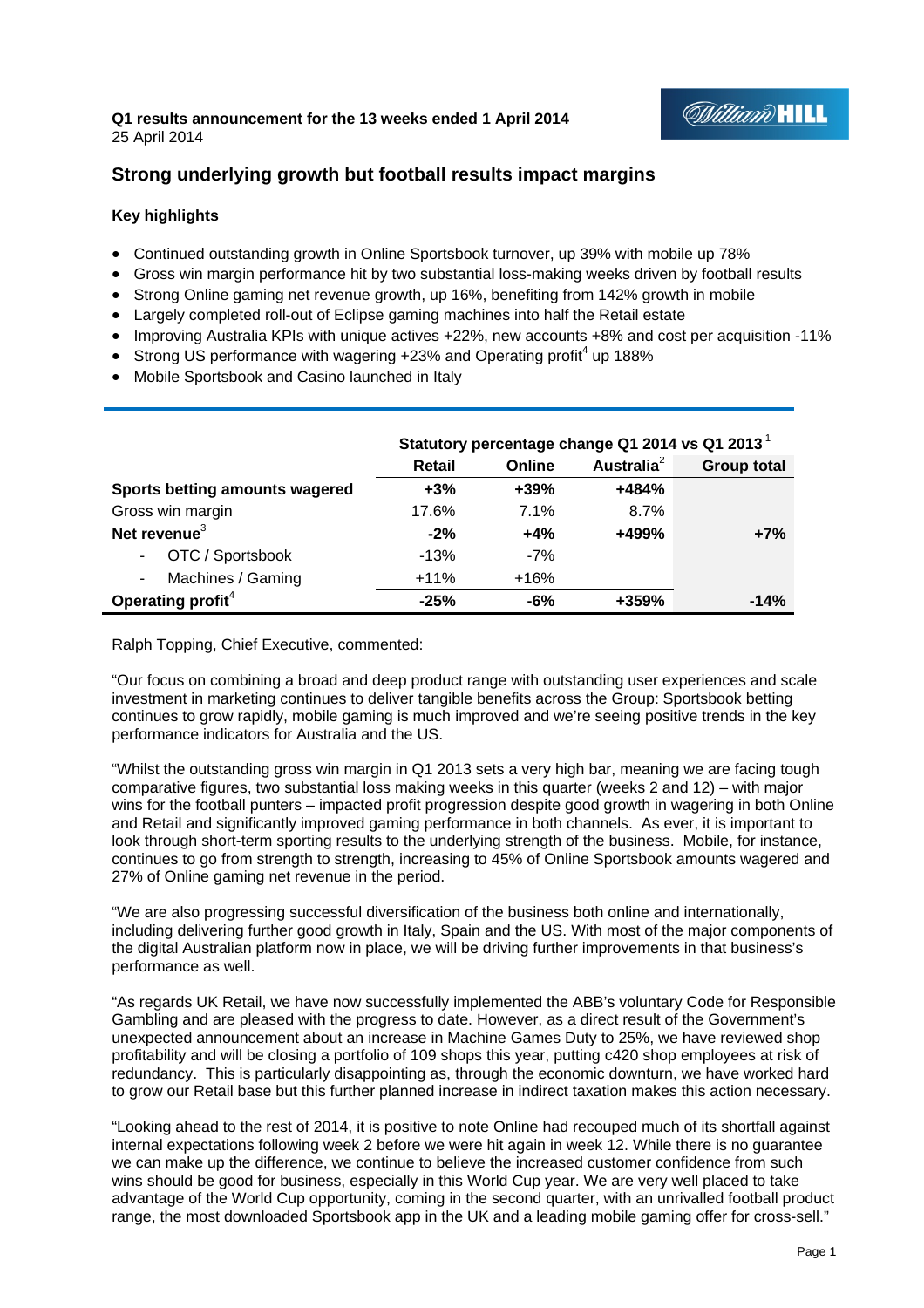**Q1 results announcement for the 13 weeks ended 1 April 2014**
25 April 2014

## Strong underlying growth but football results impact margins

**Key highlights**

- Continued outstanding growth in Online Sportsbook turnover, up 39% with mobile up 78%
- Gross win margin performance hit by two substantial loss-making weeks driven by football results
- Strong Online gaming net revenue growth, up 16%, benefiting from 142% growth in mobile
- Largely completed roll-out of Eclipse gaming machines into half the Retail estate
- Improving Australia KPIs with unique actives +22%, new accounts +8% and cost per acquisition -11%
- Strong US performance with wagering +23% and Operating profit[4] up 188%
- Mobile Sportsbook and Casino launched in Italy

| | Statutory percentage change Q1 2014 vs Q1 2013[1] | | | |
|---|---|---|---|---|
| | **Retail** | **Online** | **Australia[2]** | **Group total** |
| **Sports betting amounts wagered** | **+3%** | **+39%** | **+484%** | |
| Gross win margin | 17.6% | 7.1% | 8.7% | |
| **Net revenue[3]** | **-2%** | **+4%** | **+499%** | **+7%** |
| - OTC / Sportsbook | -13% | -7% | | |
| - Machines / Gaming | +11% | +16% | | |
| **Operating profit[4]** | **-25%** | **-6%** | **+359%** | **-14%** |

Ralph Topping, Chief Executive, commented:

"Our focus on combining a broad and deep product range with outstanding user experiences and scale investment in marketing continues to deliver tangible benefits across the Group: Sportsbook betting continues to grow rapidly, mobile gaming is much improved and we're seeing positive trends in the key performance indicators for Australia and the US.

"Whilst the outstanding gross win margin in Q1 2013 sets a very high bar, meaning we are facing tough comparative figures, two substantial loss making weeks in this quarter (weeks 2 and 12) – with major wins for the football punters – impacted profit progression despite good growth in wagering in both Online and Retail and significantly improved gaming performance in both channels. As ever, it is important to look through short-term sporting results to the underlying strength of the business. Mobile, for instance, continues to go from strength to strength, increasing to 45% of Online Sportsbook amounts wagered and 27% of Online gaming net revenue in the period.

"We are also progressing successful diversification of the business both online and internationally, including delivering further good growth in Italy, Spain and the US. With most of the major components of the digital Australian platform now in place, we will be driving further improvements in that business's performance as well.

"As regards UK Retail, we have now successfully implemented the ABB's voluntary Code for Responsible Gambling and are pleased with the progress to date. However, as a direct result of the Government's unexpected announcement about an increase in Machine Games Duty to 25%, we have reviewed shop profitability and will be closing a portfolio of 109 shops this year, putting c420 shop employees at risk of redundancy. This is particularly disappointing as, through the economic downturn, we have worked hard to grow our Retail base but this further planned increase in indirect taxation makes this action necessary.

"Looking ahead to the rest of 2014, it is positive to note Online had recouped much of its shortfall against internal expectations following week 2 before we were hit again in week 12. While there is no guarantee we can make up the difference, we continue to believe the increased customer confidence from such wins should be good for business, especially in this World Cup year. We are very well placed to take advantage of the World Cup opportunity, coming in the second quarter, with an unrivalled football product range, the most downloaded Sportsbook app in the UK and a leading mobile gaming offer for cross-sell."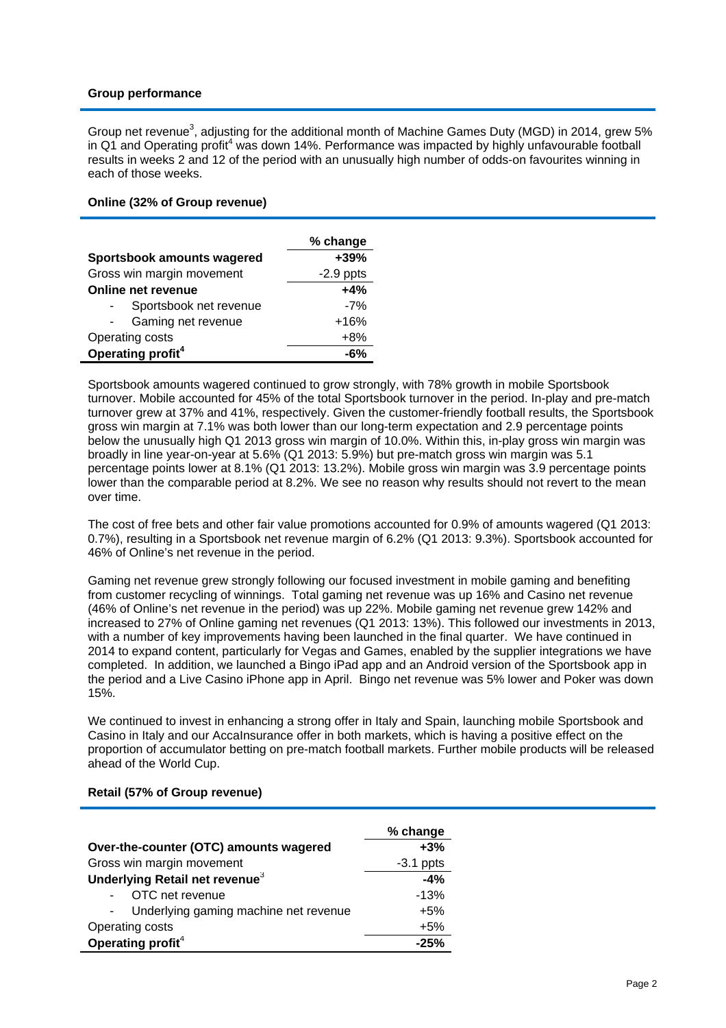**Group performance**

Group net revenue[3], adjusting for the additional month of Machine Games Duty (MGD) in 2014, grew 5% in Q1 and Operating profit[4] was down 14%. Performance was impacted by highly unfavourable football results in weeks 2 and 12 of the period with an unusually high number of odds-on favourites winning in each of those weeks.

**Online (32% of Group revenue)**

| | % change |
|---|---|
| **Sportsbook amounts wagered** | **+39%** |
| Gross win margin movement | -2.9 ppts |
| **Online net revenue** | **+4%** |
| - Sportsbook net revenue | -7% |
| - Gaming net revenue | +16% |
| Operating costs | +8% |
| **Operating profit[4]** | **-6%** |

Sportsbook amounts wagered continued to grow strongly, with 78% growth in mobile Sportsbook turnover. Mobile accounted for 45% of the total Sportsbook turnover in the period. In-play and pre-match turnover grew at 37% and 41%, respectively. Given the customer-friendly football results, the Sportsbook gross win margin at 7.1% was both lower than our long-term expectation and 2.9 percentage points below the unusually high Q1 2013 gross win margin of 10.0%. Within this, in-play gross win margin was broadly in line year-on-year at 5.6% (Q1 2013: 5.9%) but pre-match gross win margin was 5.1 percentage points lower at 8.1% (Q1 2013: 13.2%). Mobile gross win margin was 3.9 percentage points lower than the comparable period at 8.2%. We see no reason why results should not revert to the mean over time.

The cost of free bets and other fair value promotions accounted for 0.9% of amounts wagered (Q1 2013: 0.7%), resulting in a Sportsbook net revenue margin of 6.2% (Q1 2013: 9.3%). Sportsbook accounted for 46% of Online's net revenue in the period.

Gaming net revenue grew strongly following our focused investment in mobile gaming and benefiting from customer recycling of winnings. Total gaming net revenue was up 16% and Casino net revenue (46% of Online's net revenue in the period) was up 22%. Mobile gaming net revenue grew 142% and increased to 27% of Online gaming net revenues (Q1 2013: 13%). This followed our investments in 2013, with a number of key improvements having been launched in the final quarter. We have continued in 2014 to expand content, particularly for Vegas and Games, enabled by the supplier integrations we have completed. In addition, we launched a Bingo iPad app and an Android version of the Sportsbook app in the period and a Live Casino iPhone app in April. Bingo net revenue was 5% lower and Poker was down 15%.

We continued to invest in enhancing a strong offer in Italy and Spain, launching mobile Sportsbook and Casino in Italy and our AccaInsurance offer in both markets, which is having a positive effect on the proportion of accumulator betting on pre-match football markets. Further mobile products will be released ahead of the World Cup.

**Retail (57% of Group revenue)**

| | % change |
|---|---|
| **Over-the-counter (OTC) amounts wagered** | **+3%** |
| Gross win margin movement | -3.1 ppts |
| **Underlying Retail net revenue[3]** | **-4%** |
| - OTC net revenue | -13% |
| - Underlying gaming machine net revenue | +5% |
| Operating costs | +5% |
| **Operating profit[4]** | **-25%** |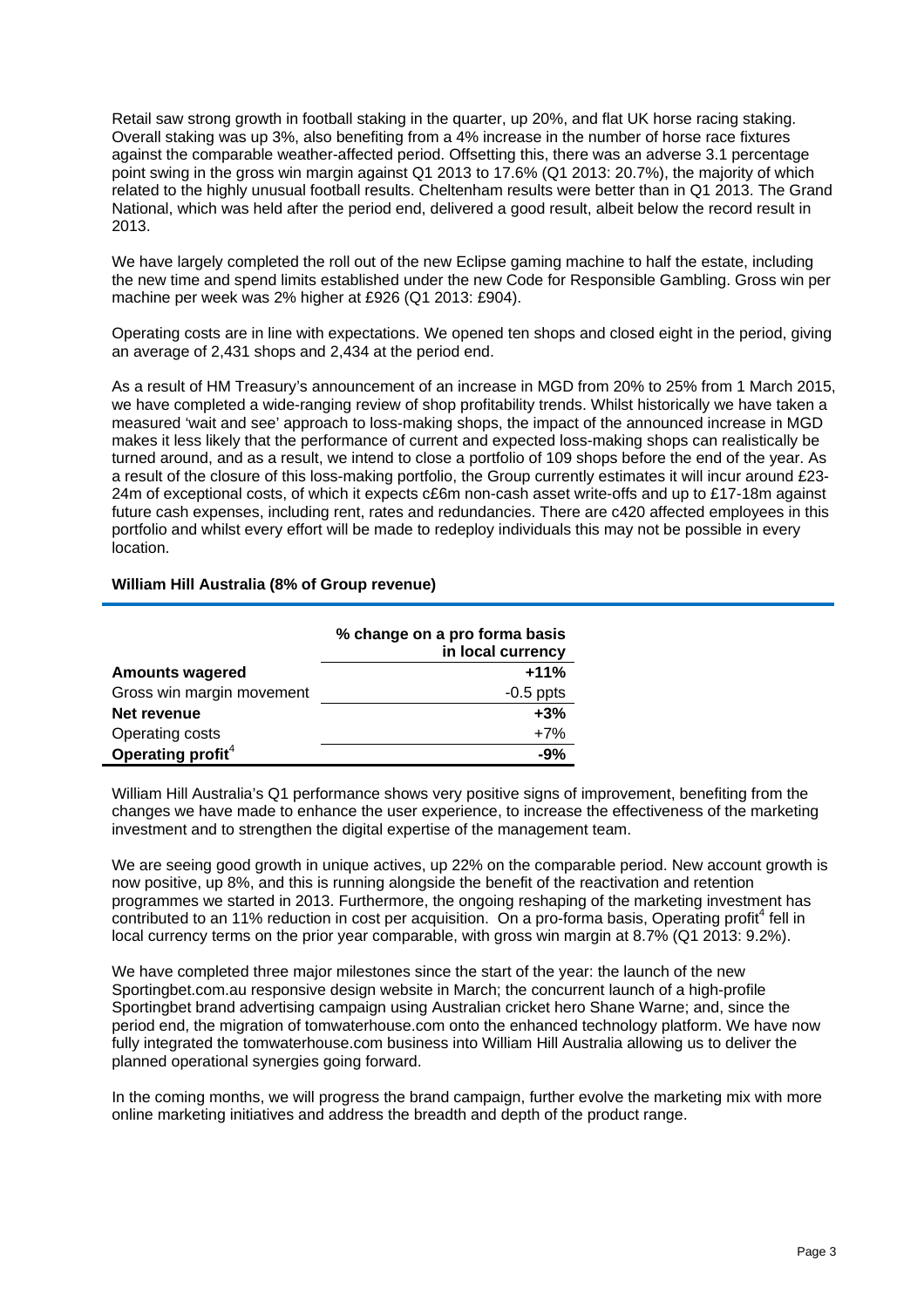Retail saw strong growth in football staking in the quarter, up 20%, and flat UK horse racing staking. Overall staking was up 3%, also benefiting from a 4% increase in the number of horse race fixtures against the comparable weather-affected period. Offsetting this, there was an adverse 3.1 percentage point swing in the gross win margin against Q1 2013 to 17.6% (Q1 2013: 20.7%), the majority of which related to the highly unusual football results. Cheltenham results were better than in Q1 2013. The Grand National, which was held after the period end, delivered a good result, albeit below the record result in 2013.

We have largely completed the roll out of the new Eclipse gaming machine to half the estate, including the new time and spend limits established under the new Code for Responsible Gambling. Gross win per machine per week was 2% higher at £926 (Q1 2013: £904).

Operating costs are in line with expectations. We opened ten shops and closed eight in the period, giving an average of 2,431 shops and 2,434 at the period end.

As a result of HM Treasury's announcement of an increase in MGD from 20% to 25% from 1 March 2015, we have completed a wide-ranging review of shop profitability trends. Whilst historically we have taken a measured 'wait and see' approach to loss-making shops, the impact of the announced increase in MGD makes it less likely that the performance of current and expected loss-making shops can realistically be turned around, and as a result, we intend to close a portfolio of 109 shops before the end of the year. As a result of the closure of this loss-making portfolio, the Group currently estimates it will incur around £23-24m of exceptional costs, of which it expects c£6m non-cash asset write-offs and up to £17-18m against future cash expenses, including rent, rates and redundancies. There are c420 affected employees in this portfolio and whilst every effort will be made to redeploy individuals this may not be possible in every location.

**William Hill Australia (8% of Group revenue)**

| | % change on a pro forma basis in local currency |
|---|---|
| **Amounts wagered** | **+11%** |
| Gross win margin movement | -0.5 ppts |
| **Net revenue** | **+3%** |
| Operating costs | +7% |
| **Operating profit[4]** | **-9%** |

William Hill Australia's Q1 performance shows very positive signs of improvement, benefiting from the changes we have made to enhance the user experience, to increase the effectiveness of the marketing investment and to strengthen the digital expertise of the management team.

We are seeing good growth in unique actives, up 22% on the comparable period. New account growth is now positive, up 8%, and this is running alongside the benefit of the reactivation and retention programmes we started in 2013. Furthermore, the ongoing reshaping of the marketing investment has contributed to an 11% reduction in cost per acquisition. On a pro-forma basis, Operating profit[4] fell in local currency terms on the prior year comparable, with gross win margin at 8.7% (Q1 2013: 9.2%).

We have completed three major milestones since the start of the year: the launch of the new Sportingbet.com.au responsive design website in March; the concurrent launch of a high-profile Sportingbet brand advertising campaign using Australian cricket hero Shane Warne; and, since the period end, the migration of tomwaterhouse.com onto the enhanced technology platform. We have now fully integrated the tomwaterhouse.com business into William Hill Australia allowing us to deliver the planned operational synergies going forward.

In the coming months, we will progress the brand campaign, further evolve the marketing mix with more online marketing initiatives and address the breadth and depth of the product range.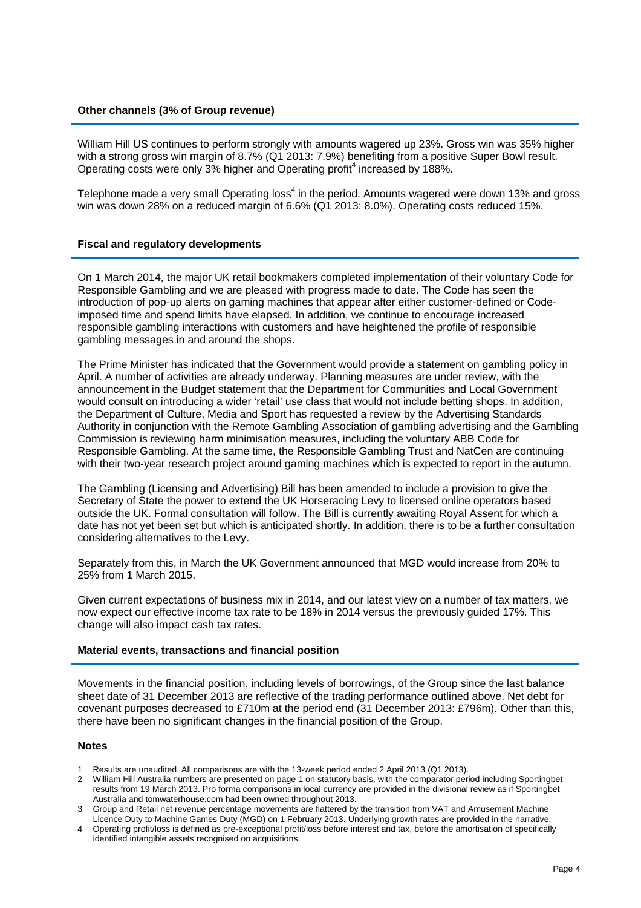## Other channels (3% of Group revenue)

William Hill US continues to perform strongly with amounts wagered up 23%. Gross win was 35% higher with a strong gross win margin of 8.7% (Q1 2013: 7.9%) benefiting from a positive Super Bowl result. Operating costs were only 3% higher and Operating profit[4] increased by 188%.

Telephone made a very small Operating loss[4] in the period. Amounts wagered were down 13% and gross win was down 28% on a reduced margin of 6.6% (Q1 2013: 8.0%). Operating costs reduced 15%.

## Fiscal and regulatory developments

On 1 March 2014, the major UK retail bookmakers completed implementation of their voluntary Code for Responsible Gambling and we are pleased with progress made to date. The Code has seen the introduction of pop-up alerts on gaming machines that appear after either customer-defined or Code-imposed time and spend limits have elapsed. In addition, we continue to encourage increased responsible gambling interactions with customers and have heightened the profile of responsible gambling messages in and around the shops.

The Prime Minister has indicated that the Government would provide a statement on gambling policy in April. A number of activities are already underway. Planning measures are under review, with the announcement in the Budget statement that the Department for Communities and Local Government would consult on introducing a wider 'retail' use class that would not include betting shops. In addition, the Department of Culture, Media and Sport has requested a review by the Advertising Standards Authority in conjunction with the Remote Gambling Association of gambling advertising and the Gambling Commission is reviewing harm minimisation measures, including the voluntary ABB Code for Responsible Gambling. At the same time, the Responsible Gambling Trust and NatCen are continuing with their two-year research project around gaming machines which is expected to report in the autumn.

The Gambling (Licensing and Advertising) Bill has been amended to include a provision to give the Secretary of State the power to extend the UK Horseracing Levy to licensed online operators based outside the UK. Formal consultation will follow. The Bill is currently awaiting Royal Assent for which a date has not yet been set but which is anticipated shortly. In addition, there is to be a further consultation considering alternatives to the Levy.

Separately from this, in March the UK Government announced that MGD would increase from 20% to 25% from 1 March 2015.

Given current expectations of business mix in 2014, and our latest view on a number of tax matters, we now expect our effective income tax rate to be 18% in 2014 versus the previously guided 17%. This change will also impact cash tax rates.

## Material events, transactions and financial position

Movements in the financial position, including levels of borrowings, of the Group since the last balance sheet date of 31 December 2013 are reflective of the trading performance outlined above. Net debt for covenant purposes decreased to £710m at the period end (31 December 2013: £796m). Other than this, there have been no significant changes in the financial position of the Group.

### Notes

1. Results are unaudited. All comparisons are with the 13-week period ended 2 April 2013 (Q1 2013).
2. William Hill Australia numbers are presented on page 1 on statutory basis, with the comparator period including Sportingbet results from 19 March 2013. Pro forma comparisons in local currency are provided in the divisional review as if Sportingbet Australia and tomwaterhouse.com had been owned throughout 2013.
3. Group and Retail net revenue percentage movements are flattered by the transition from VAT and Amusement Machine Licence Duty to Machine Games Duty (MGD) on 1 February 2013. Underlying growth rates are provided in the narrative.
4. Operating profit/loss is defined as pre-exceptional profit/loss before interest and tax, before the amortisation of specifically identified intangible assets recognised on acquisitions.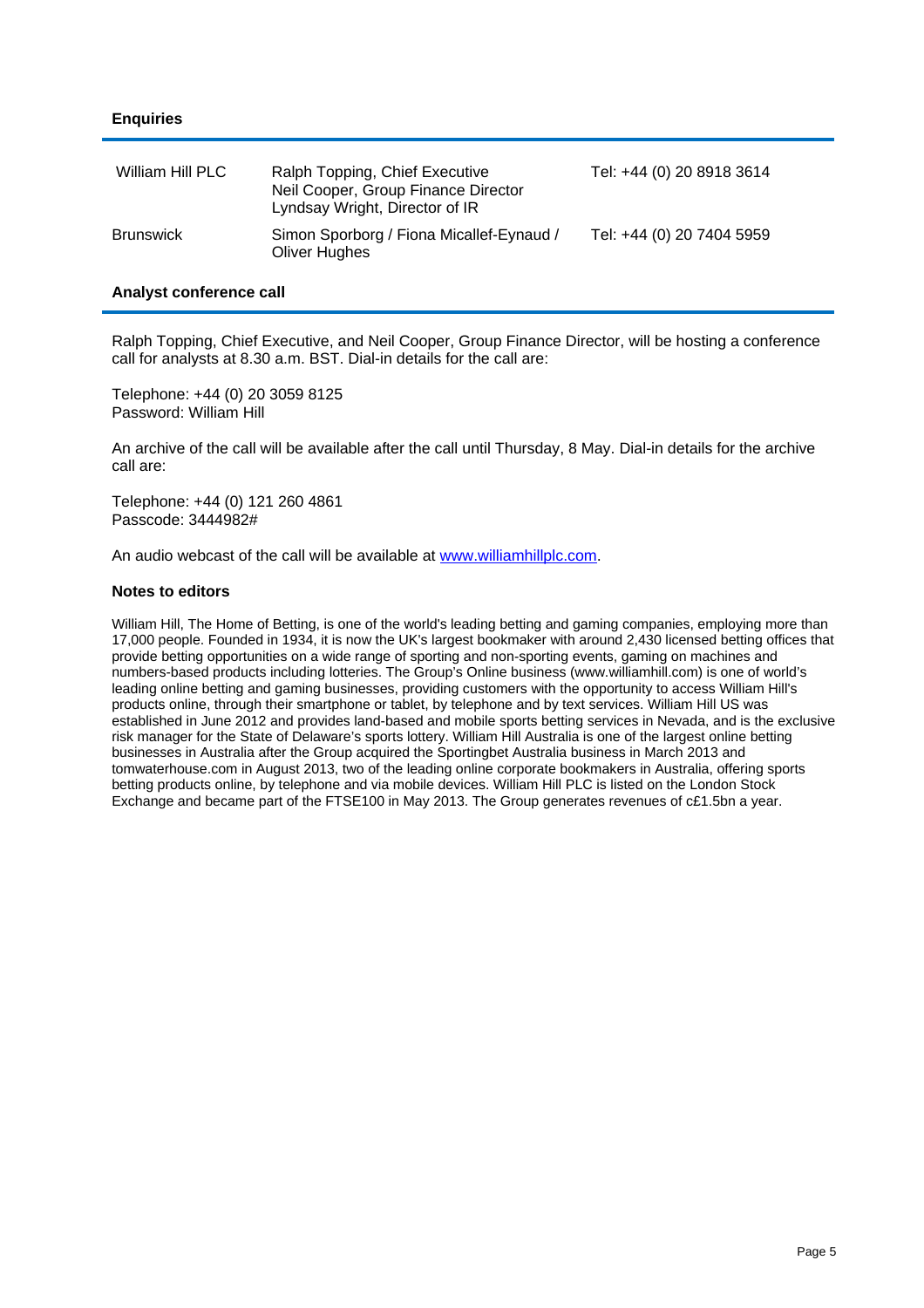**Enquiries**

| | | |
|---|---|---|
| William Hill PLC | Ralph Topping, Chief Executive<br>Neil Cooper, Group Finance Director<br>Lyndsay Wright, Director of IR | Tel: +44 (0) 20 8918 3614 |
| Brunswick | Simon Sporborg / Fiona Micallef-Eynaud / Oliver Hughes | Tel: +44 (0) 20 7404 5959 |

**Analyst conference call**

Ralph Topping, Chief Executive, and Neil Cooper, Group Finance Director, will be hosting a conference call for analysts at 8.30 a.m. BST. Dial-in details for the call are:

Telephone: +44 (0) 20 3059 8125
Password: William Hill

An archive of the call will be available after the call until Thursday, 8 May. Dial-in details for the archive call are:

Telephone: +44 (0) 121 260 4861
Passcode: 3444982#

An audio webcast of the call will be available at www.williamhillplc.com.

**Notes to editors**

William Hill, The Home of Betting, is one of the world's leading betting and gaming companies, employing more than 17,000 people. Founded in 1934, it is now the UK's largest bookmaker with around 2,430 licensed betting offices that provide betting opportunities on a wide range of sporting and non-sporting events, gaming on machines and numbers-based products including lotteries. The Group's Online business (www.williamhill.com) is one of world's leading online betting and gaming businesses, providing customers with the opportunity to access William Hill's products online, through their smartphone or tablet, by telephone and by text services. William Hill US was established in June 2012 and provides land-based and mobile sports betting services in Nevada, and is the exclusive risk manager for the State of Delaware's sports lottery. William Hill Australia is one of the largest online betting businesses in Australia after the Group acquired the Sportingbet Australia business in March 2013 and tomwaterhouse.com in August 2013, two of the leading online corporate bookmakers in Australia, offering sports betting products online, by telephone and via mobile devices. William Hill PLC is listed on the London Stock Exchange and became part of the FTSE100 in May 2013. The Group generates revenues of c£1.5bn a year.